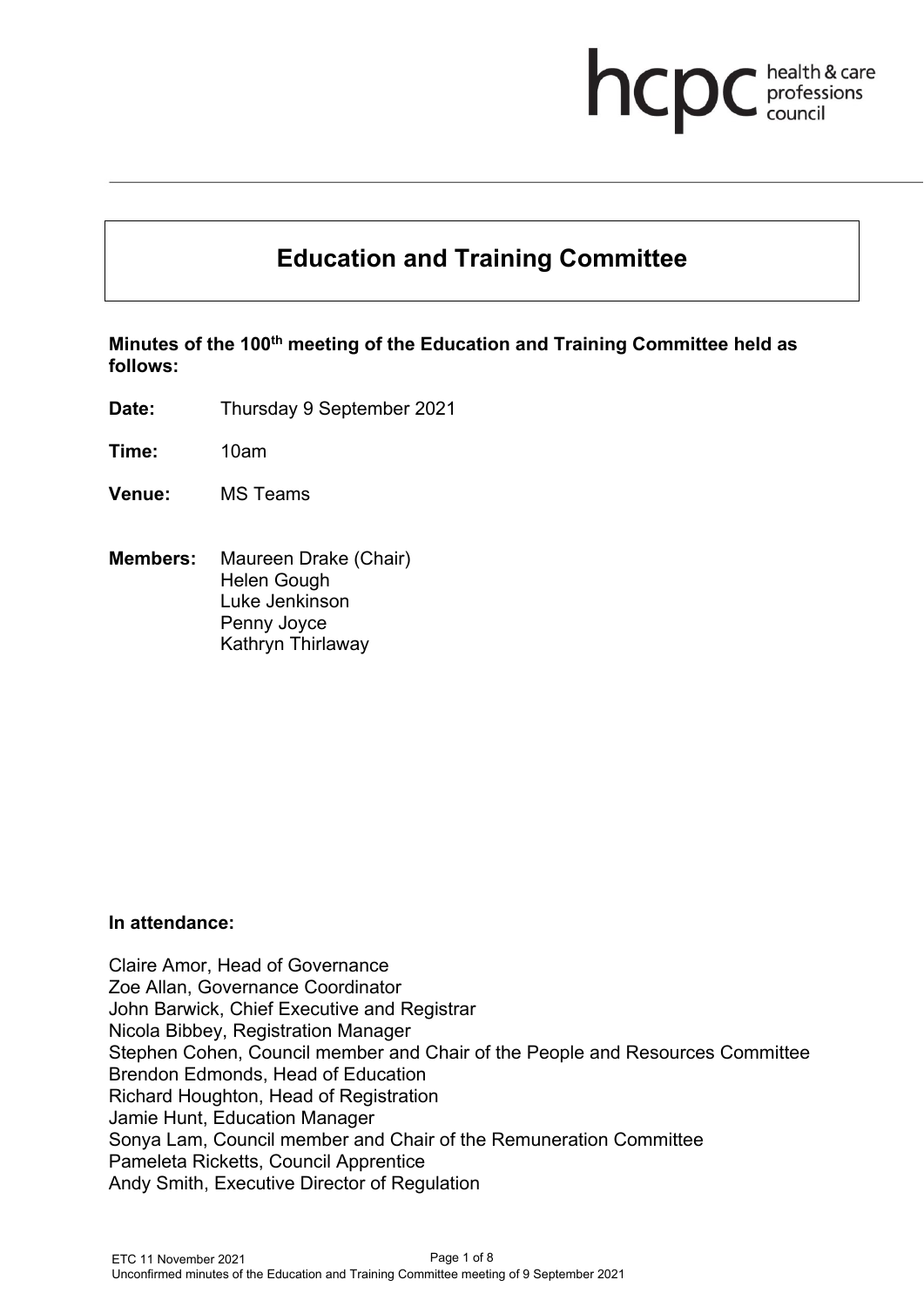# Education and Training Committee

**Minutes of the 100th meeting of the Education and Training Committee held as follows:**

**Date:** Thursday 9 September 2021

**Time:** 10am

**Venue:** MS Teams

**Members:** Maureen Drake (Chair)
Helen Gough
Luke Jenkinson
Penny Joyce
Kathryn Thirlaway

**In attendance:**

Claire Amor, Head of Governance
Zoe Allan, Governance Coordinator
John Barwick, Chief Executive and Registrar
Nicola Bibbey, Registration Manager
Stephen Cohen, Council member and Chair of the People and Resources Committee
Brendon Edmonds, Head of Education
Richard Houghton, Head of Registration
Jamie Hunt, Education Manager
Sonya Lam, Council member and Chair of the Remuneration Committee
Pameleta Ricketts, Council Apprentice
Andy Smith, Executive Director of Regulation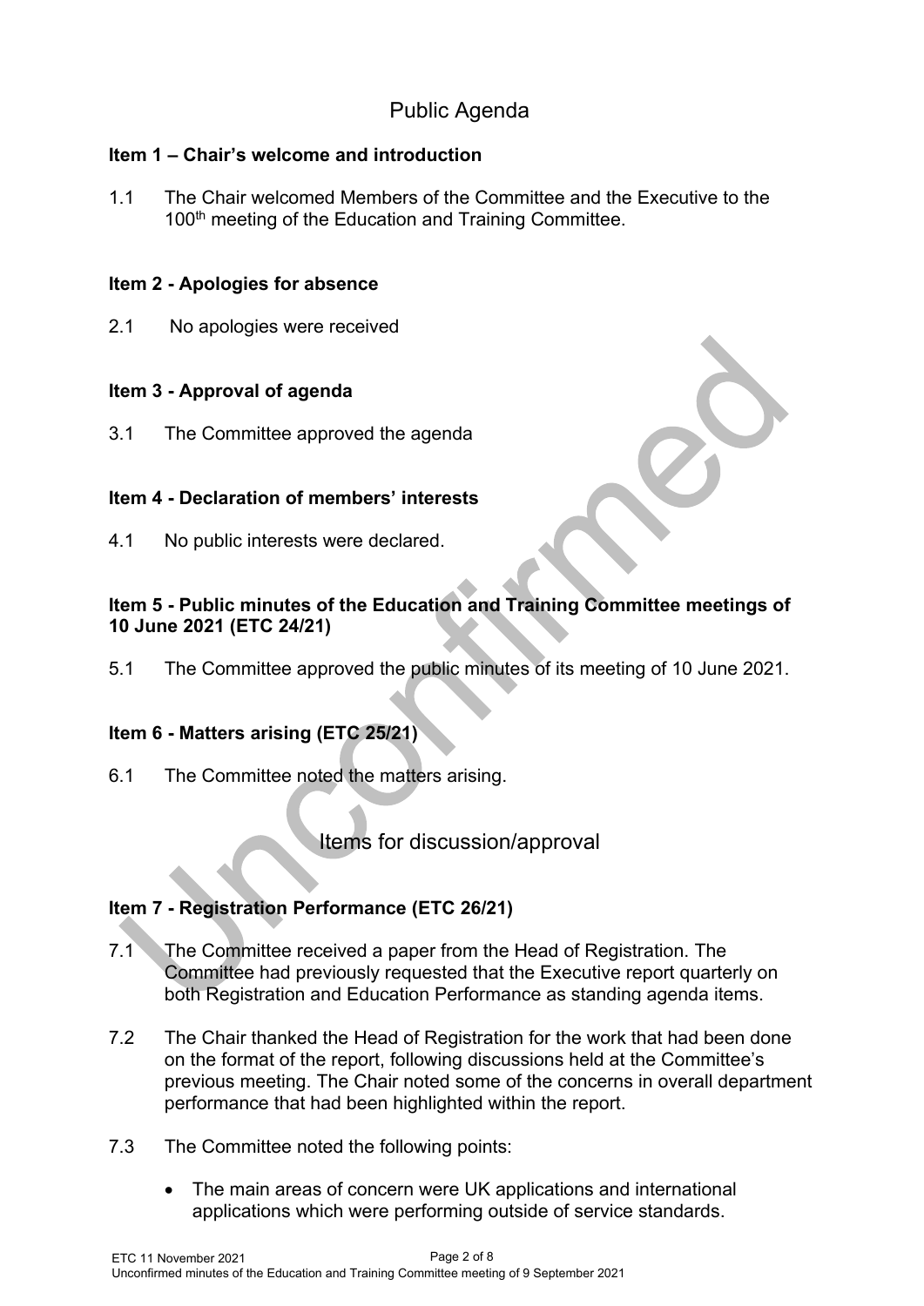# Public Agenda

### Item 1 – Chair's welcome and introduction

1.1 The Chair welcomed Members of the Committee and the Executive to the 100th meeting of the Education and Training Committee.

### Item 2 - Apologies for absence

2.1 No apologies were received

### Item 3 - Approval of agenda

3.1 The Committee approved the agenda

### Item 4 - Declaration of members' interests

4.1 No public interests were declared.

### Item 5 - Public minutes of the Education and Training Committee meetings of 10 June 2021 (ETC 24/21)

5.1 The Committee approved the public minutes of its meeting of 10 June 2021.

### Item 6 - Matters arising (ETC 25/21)

6.1 The Committee noted the matters arising.

## Items for discussion/approval

### Item 7 - Registration Performance (ETC 26/21)

7.1 The Committee received a paper from the Head of Registration. The Committee had previously requested that the Executive report quarterly on both Registration and Education Performance as standing agenda items.

7.2 The Chair thanked the Head of Registration for the work that had been done on the format of the report, following discussions held at the Committee's previous meeting. The Chair noted some of the concerns in overall department performance that had been highlighted within the report.

7.3 The Committee noted the following points:

- The main areas of concern were UK applications and international applications which were performing outside of service standards.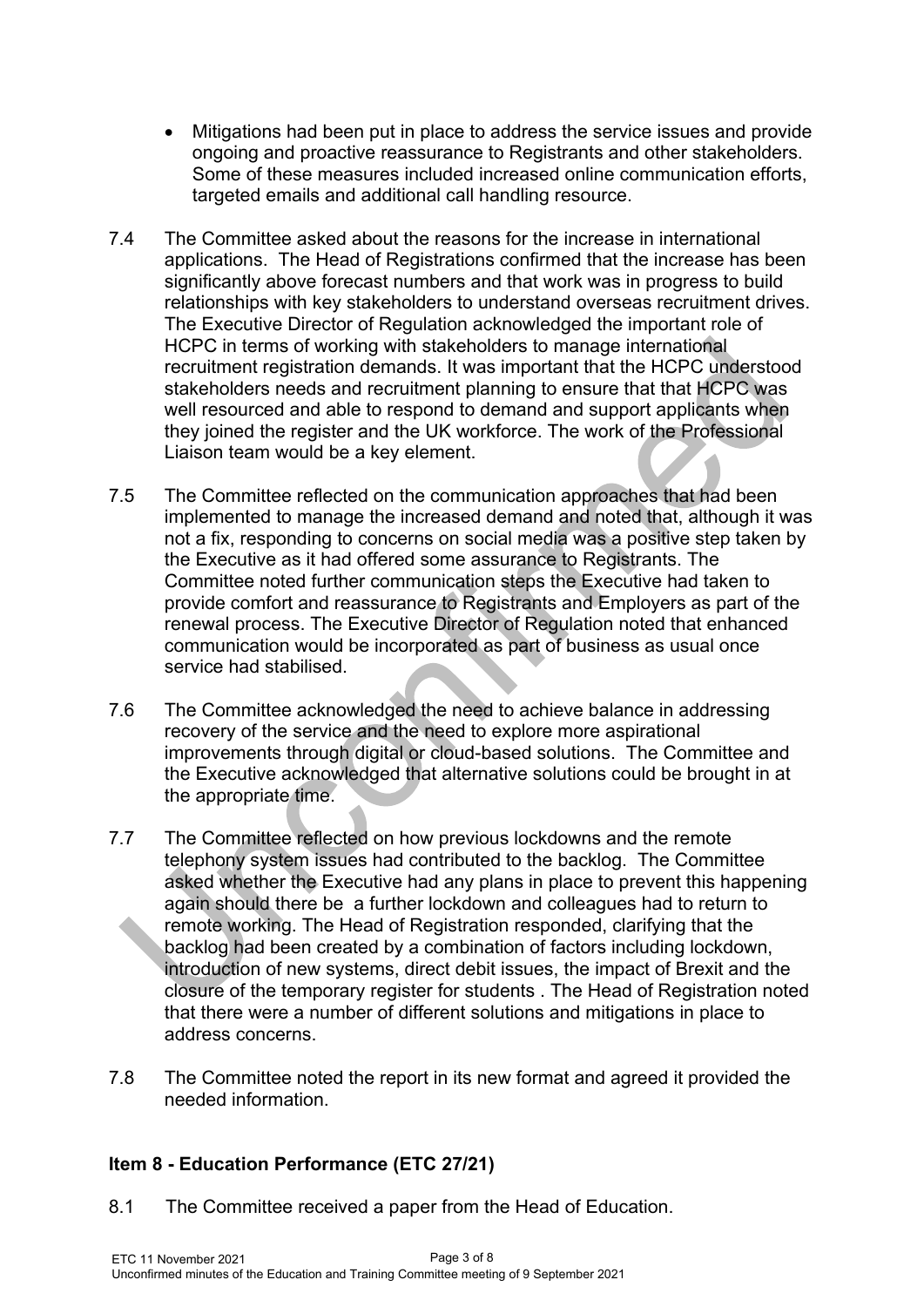- Mitigations had been put in place to address the service issues and provide ongoing and proactive reassurance to Registrants and other stakeholders. Some of these measures included increased online communication efforts, targeted emails and additional call handling resource.

7.4 The Committee asked about the reasons for the increase in international applications. The Head of Registrations confirmed that the increase has been significantly above forecast numbers and that work was in progress to build relationships with key stakeholders to understand overseas recruitment drives. The Executive Director of Regulation acknowledged the important role of HCPC in terms of working with stakeholders to manage international recruitment registration demands. It was important that the HCPC understood stakeholders needs and recruitment planning to ensure that that HCPC was well resourced and able to respond to demand and support applicants when they joined the register and the UK workforce. The work of the Professional Liaison team would be a key element.

7.5 The Committee reflected on the communication approaches that had been implemented to manage the increased demand and noted that, although it was not a fix, responding to concerns on social media was a positive step taken by the Executive as it had offered some assurance to Registrants. The Committee noted further communication steps the Executive had taken to provide comfort and reassurance to Registrants and Employers as part of the renewal process. The Executive Director of Regulation noted that enhanced communication would be incorporated as part of business as usual once service had stabilised.

7.6 The Committee acknowledged the need to achieve balance in addressing recovery of the service and the need to explore more aspirational improvements through digital or cloud-based solutions. The Committee and the Executive acknowledged that alternative solutions could be brought in at the appropriate time.

7.7 The Committee reflected on how previous lockdowns and the remote telephony system issues had contributed to the backlog. The Committee asked whether the Executive had any plans in place to prevent this happening again should there be a further lockdown and colleagues had to return to remote working. The Head of Registration responded, clarifying that the backlog had been created by a combination of factors including lockdown, introduction of new systems, direct debit issues, the impact of Brexit and the closure of the temporary register for students . The Head of Registration noted that there were a number of different solutions and mitigations in place to address concerns.

7.8 The Committee noted the report in its new format and agreed it provided the needed information.

## Item 8 - Education Performance (ETC 27/21)

8.1 The Committee received a paper from the Head of Education.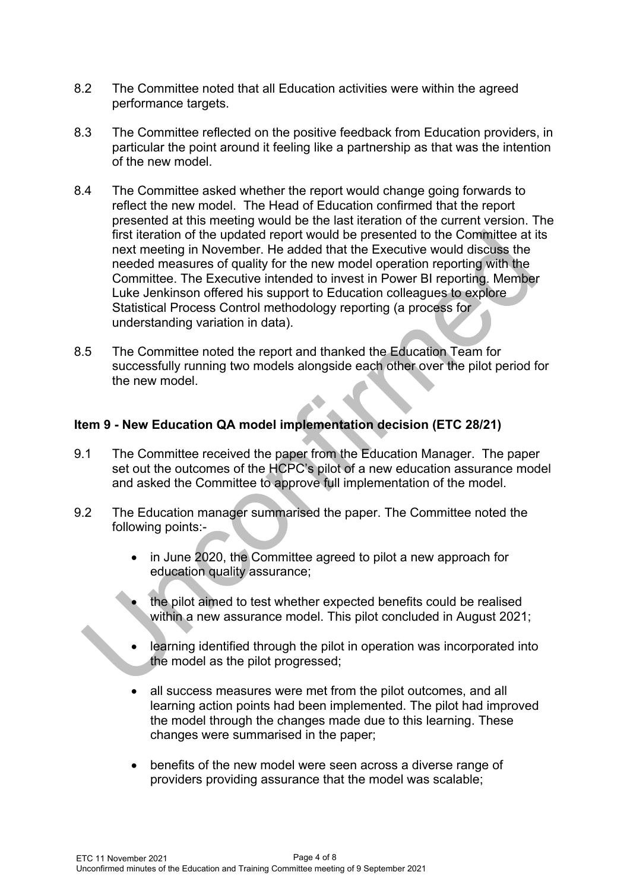8.2 The Committee noted that all Education activities were within the agreed performance targets.

8.3 The Committee reflected on the positive feedback from Education providers, in particular the point around it feeling like a partnership as that was the intention of the new model.

8.4 The Committee asked whether the report would change going forwards to reflect the new model. The Head of Education confirmed that the report presented at this meeting would be the last iteration of the current version. The first iteration of the updated report would be presented to the Committee at its next meeting in November. He added that the Executive would discuss the needed measures of quality for the new model operation reporting with the Committee. The Executive intended to invest in Power BI reporting. Member Luke Jenkinson offered his support to Education colleagues to explore Statistical Process Control methodology reporting (a process for understanding variation in data).

8.5 The Committee noted the report and thanked the Education Team for successfully running two models alongside each other over the pilot period for the new model.

## Item 9 - New Education QA model implementation decision (ETC 28/21)

9.1 The Committee received the paper from the Education Manager. The paper set out the outcomes of the HCPC's pilot of a new education assurance model and asked the Committee to approve full implementation of the model.

9.2 The Education manager summarised the paper. The Committee noted the following points:-

- in June 2020, the Committee agreed to pilot a new approach for education quality assurance;

- the pilot aimed to test whether expected benefits could be realised within a new assurance model. This pilot concluded in August 2021;

- learning identified through the pilot in operation was incorporated into the model as the pilot progressed;

- all success measures were met from the pilot outcomes, and all learning action points had been implemented. The pilot had improved the model through the changes made due to this learning. These changes were summarised in the paper;

- benefits of the new model were seen across a diverse range of providers providing assurance that the model was scalable;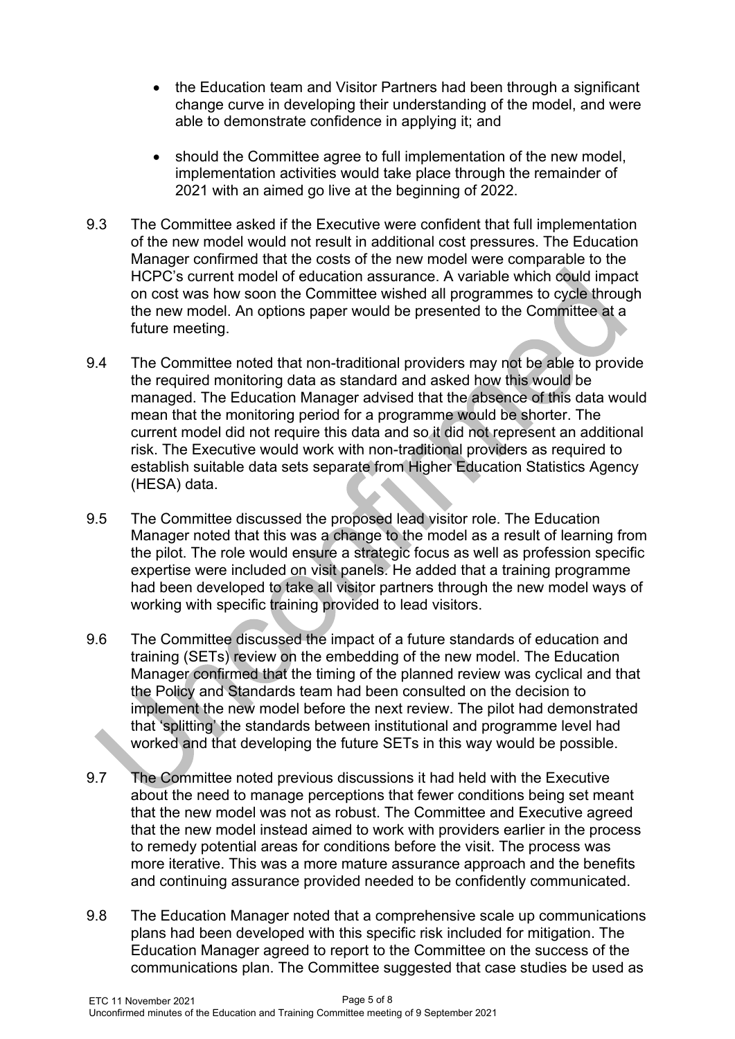- the Education team and Visitor Partners had been through a significant change curve in developing their understanding of the model, and were able to demonstrate confidence in applying it; and

- should the Committee agree to full implementation of the new model, implementation activities would take place through the remainder of 2021 with an aimed go live at the beginning of 2022.

9.3 The Committee asked if the Executive were confident that full implementation of the new model would not result in additional cost pressures. The Education Manager confirmed that the costs of the new model were comparable to the HCPC's current model of education assurance. A variable which could impact on cost was how soon the Committee wished all programmes to cycle through the new model. An options paper would be presented to the Committee at a future meeting.

9.4 The Committee noted that non-traditional providers may not be able to provide the required monitoring data as standard and asked how this would be managed. The Education Manager advised that the absence of this data would mean that the monitoring period for a programme would be shorter. The current model did not require this data and so it did not represent an additional risk. The Executive would work with non-traditional providers as required to establish suitable data sets separate from Higher Education Statistics Agency (HESA) data.

9.5 The Committee discussed the proposed lead visitor role. The Education Manager noted that this was a change to the model as a result of learning from the pilot. The role would ensure a strategic focus as well as profession specific expertise were included on visit panels. He added that a training programme had been developed to take all visitor partners through the new model ways of working with specific training provided to lead visitors.

9.6 The Committee discussed the impact of a future standards of education and training (SETs) review on the embedding of the new model. The Education Manager confirmed that the timing of the planned review was cyclical and that the Policy and Standards team had been consulted on the decision to implement the new model before the next review. The pilot had demonstrated that 'splitting' the standards between institutional and programme level had worked and that developing the future SETs in this way would be possible.

9.7 The Committee noted previous discussions it had held with the Executive about the need to manage perceptions that fewer conditions being set meant that the new model was not as robust. The Committee and Executive agreed that the new model instead aimed to work with providers earlier in the process to remedy potential areas for conditions before the visit. The process was more iterative. This was a more mature assurance approach and the benefits and continuing assurance provided needed to be confidently communicated.

9.8 The Education Manager noted that a comprehensive scale up communications plans had been developed with this specific risk included for mitigation. The Education Manager agreed to report to the Committee on the success of the communications plan. The Committee suggested that case studies be used as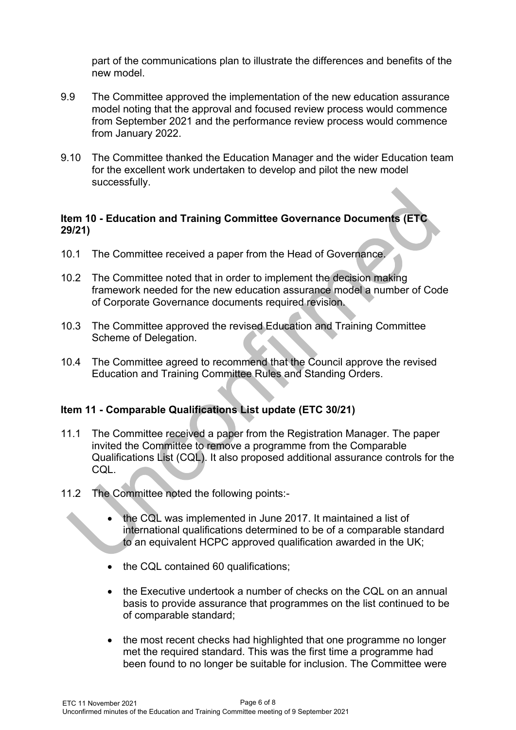part of the communications plan to illustrate the differences and benefits of the new model.

9.9 The Committee approved the implementation of the new education assurance model noting that the approval and focused review process would commence from September 2021 and the performance review process would commence from January 2022.

9.10 The Committee thanked the Education Manager and the wider Education team for the excellent work undertaken to develop and pilot the new model successfully.

**Item 10 - Education and Training Committee Governance Documents (ETC 29/21)**

10.1 The Committee received a paper from the Head of Governance.

10.2 The Committee noted that in order to implement the decision making framework needed for the new education assurance model a number of Code of Corporate Governance documents required revision.

10.3 The Committee approved the revised Education and Training Committee Scheme of Delegation.

10.4 The Committee agreed to recommend that the Council approve the revised Education and Training Committee Rules and Standing Orders.

**Item 11 - Comparable Qualifications List update (ETC 30/21)**

11.1 The Committee received a paper from the Registration Manager. The paper invited the Committee to remove a programme from the Comparable Qualifications List (CQL). It also proposed additional assurance controls for the CQL.

11.2 The Committee noted the following points:-

- the CQL was implemented in June 2017. It maintained a list of international qualifications determined to be of a comparable standard to an equivalent HCPC approved qualification awarded in the UK;

- the CQL contained 60 qualifications;

- the Executive undertook a number of checks on the CQL on an annual basis to provide assurance that programmes on the list continued to be of comparable standard;

- the most recent checks had highlighted that one programme no longer met the required standard. This was the first time a programme had been found to no longer be suitable for inclusion. The Committee were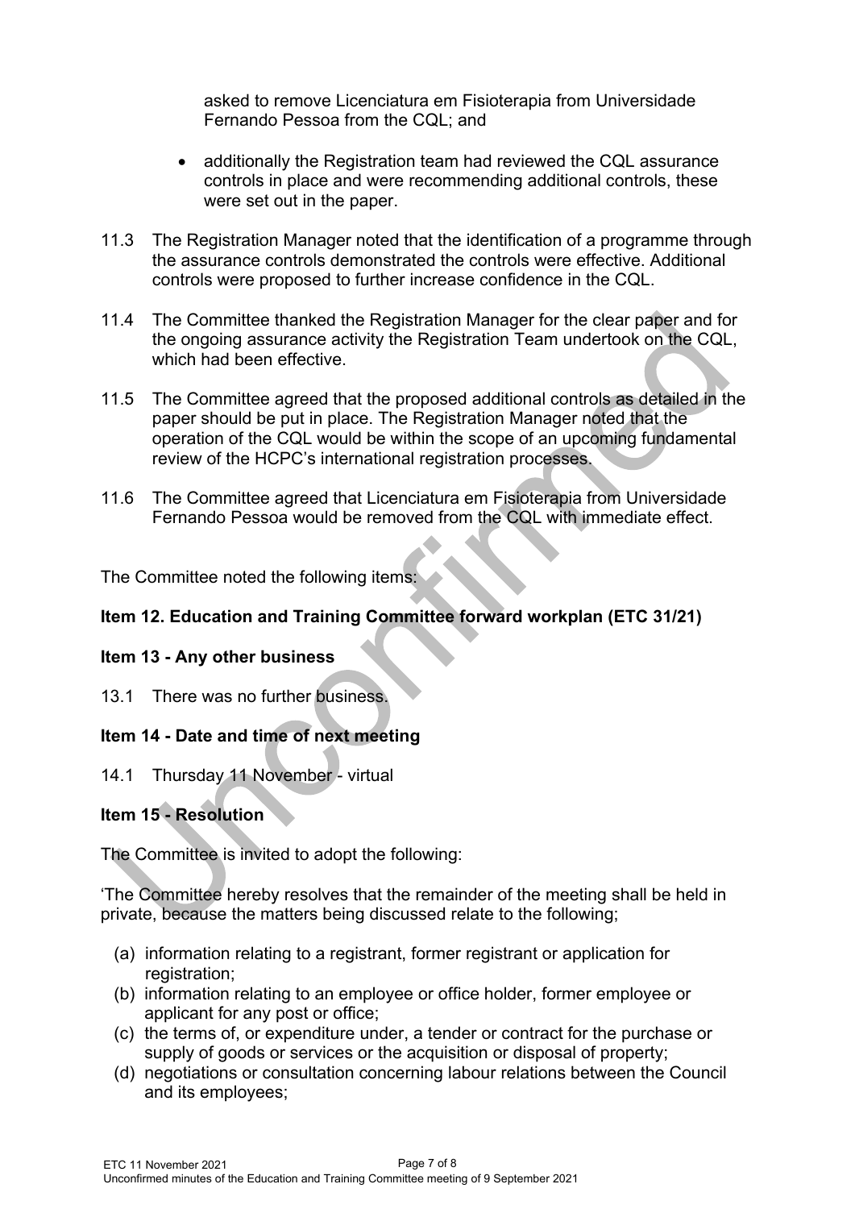asked to remove Licenciatura em Fisioterapia from Universidade Fernando Pessoa from the CQL; and

- additionally the Registration team had reviewed the CQL assurance controls in place and were recommending additional controls, these were set out in the paper.

11.3 The Registration Manager noted that the identification of a programme through the assurance controls demonstrated the controls were effective. Additional controls were proposed to further increase confidence in the CQL.

11.4 The Committee thanked the Registration Manager for the clear paper and for the ongoing assurance activity the Registration Team undertook on the CQL, which had been effective.

11.5 The Committee agreed that the proposed additional controls as detailed in the paper should be put in place. The Registration Manager noted that the operation of the CQL would be within the scope of an upcoming fundamental review of the HCPC's international registration processes.

11.6 The Committee agreed that Licenciatura em Fisioterapia from Universidade Fernando Pessoa would be removed from the CQL with immediate effect.

The Committee noted the following items:

**Item 12. Education and Training Committee forward workplan (ETC 31/21)**

**Item 13 - Any other business**

13.1 There was no further business.

**Item 14 - Date and time of next meeting**

14.1 Thursday 11 November - virtual

**Item 15 - Resolution**

The Committee is invited to adopt the following:

'The Committee hereby resolves that the remainder of the meeting shall be held in private, because the matters being discussed relate to the following;

(a) information relating to a registrant, former registrant or application for registration;
(b) information relating to an employee or office holder, former employee or applicant for any post or office;
(c) the terms of, or expenditure under, a tender or contract for the purchase or supply of goods or services or the acquisition or disposal of property;
(d) negotiations or consultation concerning labour relations between the Council and its employees;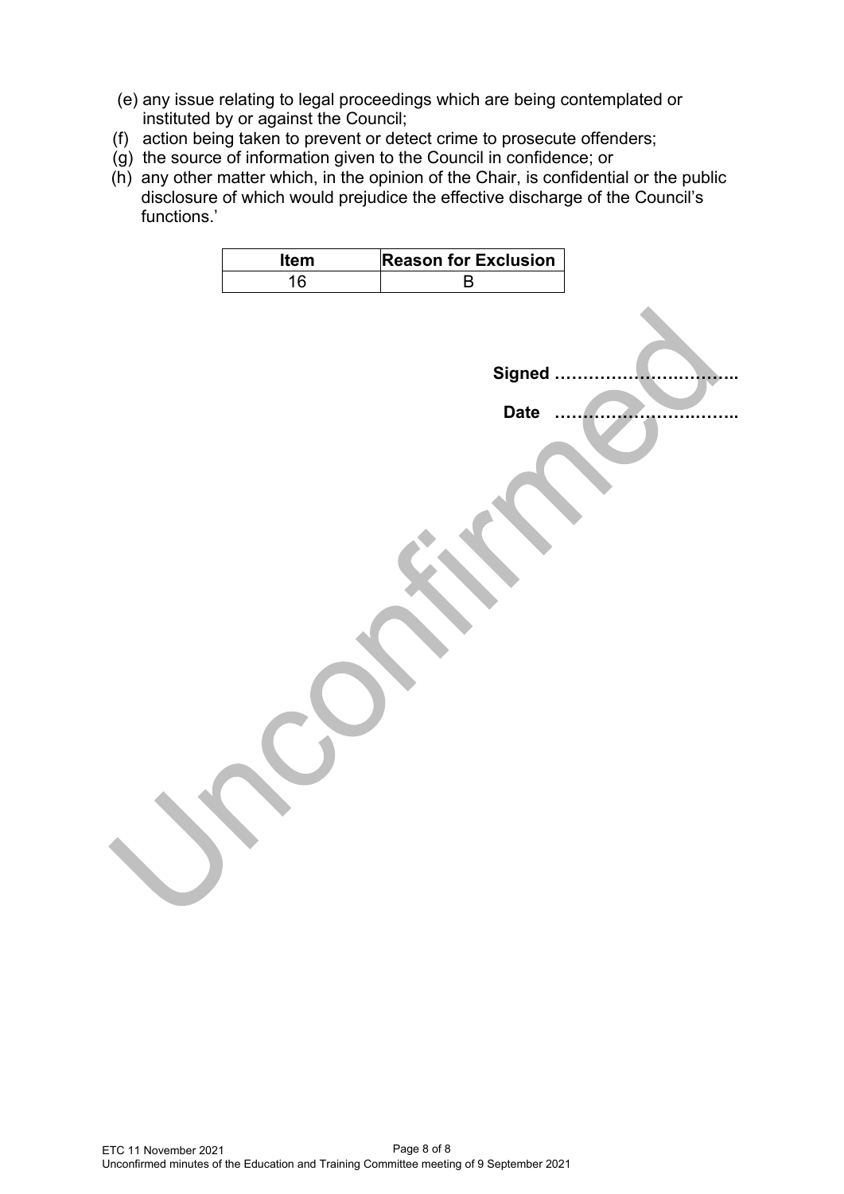(e) any issue relating to legal proceedings which are being contemplated or instituted by or against the Council;
(f) action being taken to prevent or detect crime to prosecute offenders;
(g) the source of information given to the Council in confidence; or
(h) any other matter which, in the opinion of the Chair, is confidential or the public disclosure of which would prejudice the effective discharge of the Council's functions.'

| Item | Reason for Exclusion |
| --- | --- |
| 16 | B |

**Signed …………………………..**

**Date …………………………..**

Unconfirmed